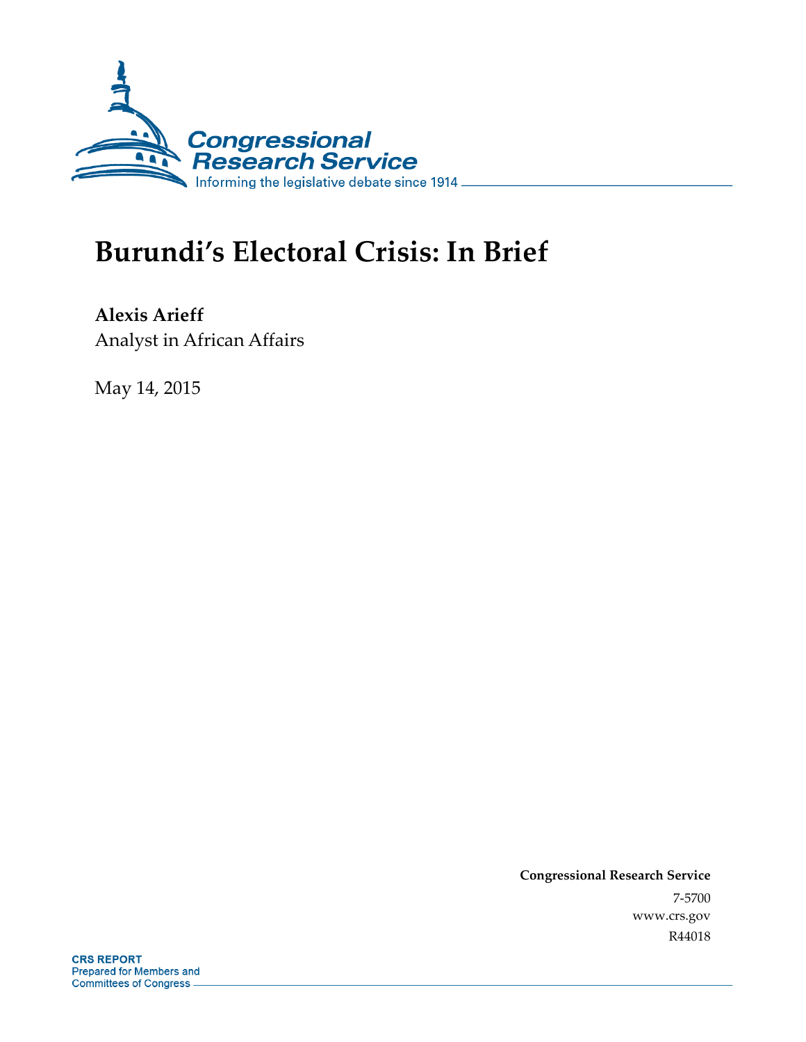Congressional Research Service

Informing the legislative debate since 1914

# Burundi's Electoral Crisis: In Brief

**Alexis Arieff**

Analyst in African Affairs

May 14, 2015

**Congressional Research Service**

7-5700

www.crs.gov

R44018

**CRS REPORT**

Prepared for Members and Committees of Congress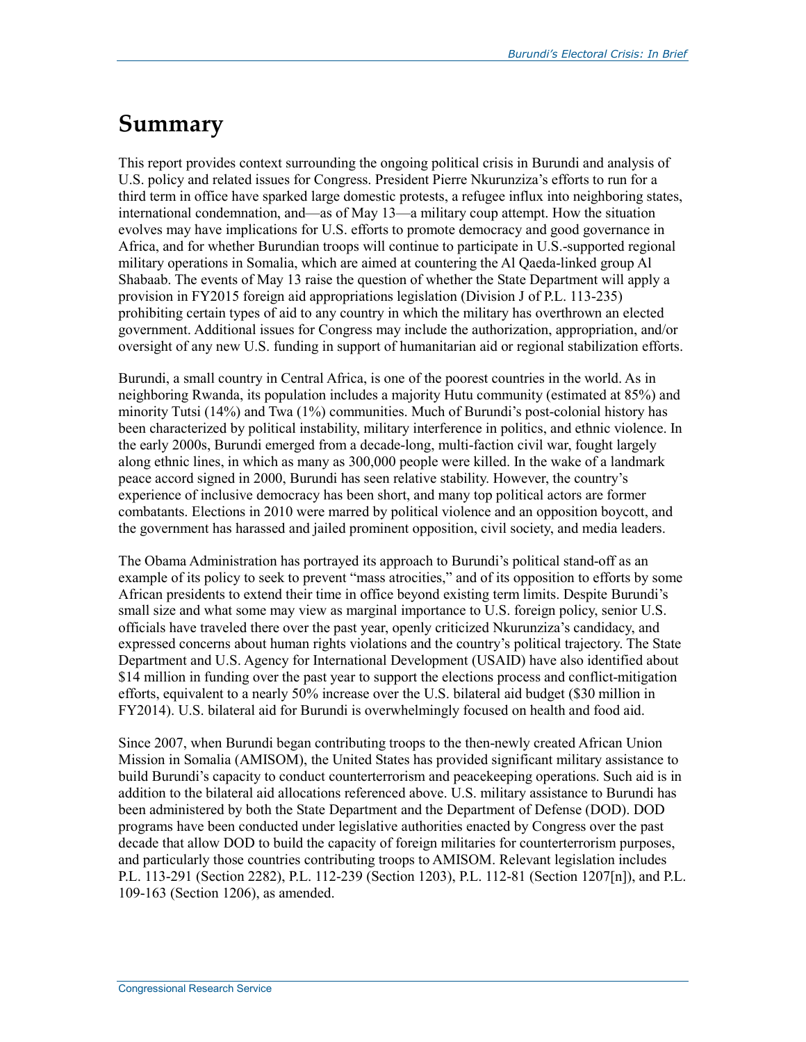# Summary

This report provides context surrounding the ongoing political crisis in Burundi and analysis of U.S. policy and related issues for Congress. President Pierre Nkurunziza's efforts to run for a third term in office have sparked large domestic protests, a refugee influx into neighboring states, international condemnation, and—as of May 13—a military coup attempt. How the situation evolves may have implications for U.S. efforts to promote democracy and good governance in Africa, and for whether Burundian troops will continue to participate in U.S.-supported regional military operations in Somalia, which are aimed at countering the Al Qaeda-linked group Al Shabaab. The events of May 13 raise the question of whether the State Department will apply a provision in FY2015 foreign aid appropriations legislation (Division J of P.L. 113-235) prohibiting certain types of aid to any country in which the military has overthrown an elected government. Additional issues for Congress may include the authorization, appropriation, and/or oversight of any new U.S. funding in support of humanitarian aid or regional stabilization efforts.

Burundi, a small country in Central Africa, is one of the poorest countries in the world. As in neighboring Rwanda, its population includes a majority Hutu community (estimated at 85%) and minority Tutsi (14%) and Twa (1%) communities. Much of Burundi's post-colonial history has been characterized by political instability, military interference in politics, and ethnic violence. In the early 2000s, Burundi emerged from a decade-long, multi-faction civil war, fought largely along ethnic lines, in which as many as 300,000 people were killed. In the wake of a landmark peace accord signed in 2000, Burundi has seen relative stability. However, the country's experience of inclusive democracy has been short, and many top political actors are former combatants. Elections in 2010 were marred by political violence and an opposition boycott, and the government has harassed and jailed prominent opposition, civil society, and media leaders.

The Obama Administration has portrayed its approach to Burundi's political stand-off as an example of its policy to seek to prevent "mass atrocities," and of its opposition to efforts by some African presidents to extend their time in office beyond existing term limits. Despite Burundi's small size and what some may view as marginal importance to U.S. foreign policy, senior U.S. officials have traveled there over the past year, openly criticized Nkurunziza's candidacy, and expressed concerns about human rights violations and the country's political trajectory. The State Department and U.S. Agency for International Development (USAID) have also identified about $14 million in funding over the past year to support the elections process and conflict-mitigation efforts, equivalent to a nearly 50% increase over the U.S. bilateral aid budget ($30 million in FY2014). U.S. bilateral aid for Burundi is overwhelmingly focused on health and food aid.

Since 2007, when Burundi began contributing troops to the then-newly created African Union Mission in Somalia (AMISOM), the United States has provided significant military assistance to build Burundi's capacity to conduct counterterrorism and peacekeeping operations. Such aid is in addition to the bilateral aid allocations referenced above. U.S. military assistance to Burundi has been administered by both the State Department and the Department of Defense (DOD). DOD programs have been conducted under legislative authorities enacted by Congress over the past decade that allow DOD to build the capacity of foreign militaries for counterterrorism purposes, and particularly those countries contributing troops to AMISOM. Relevant legislation includes P.L. 113-291 (Section 2282), P.L. 112-239 (Section 1203), P.L. 112-81 (Section 1207[n]), and P.L. 109-163 (Section 1206), as amended.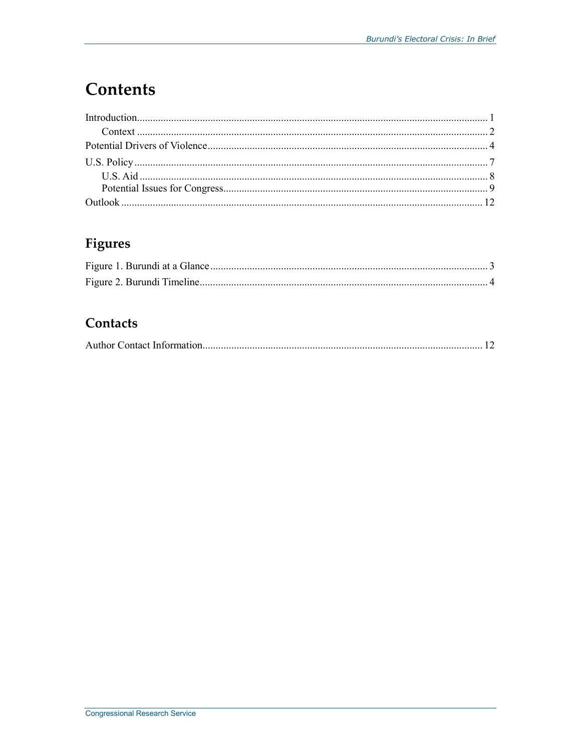# Contents

Introduction .......... 1
    Context .......... 2
Potential Drivers of Violence .......... 4
U.S. Policy .......... 7
    U.S. Aid .......... 8
    Potential Issues for Congress .......... 9
Outlook .......... 12

## Figures

Figure 1. Burundi at a Glance .......... 3
Figure 2. Burundi Timeline .......... 4

## Contacts

Author Contact Information .......... 12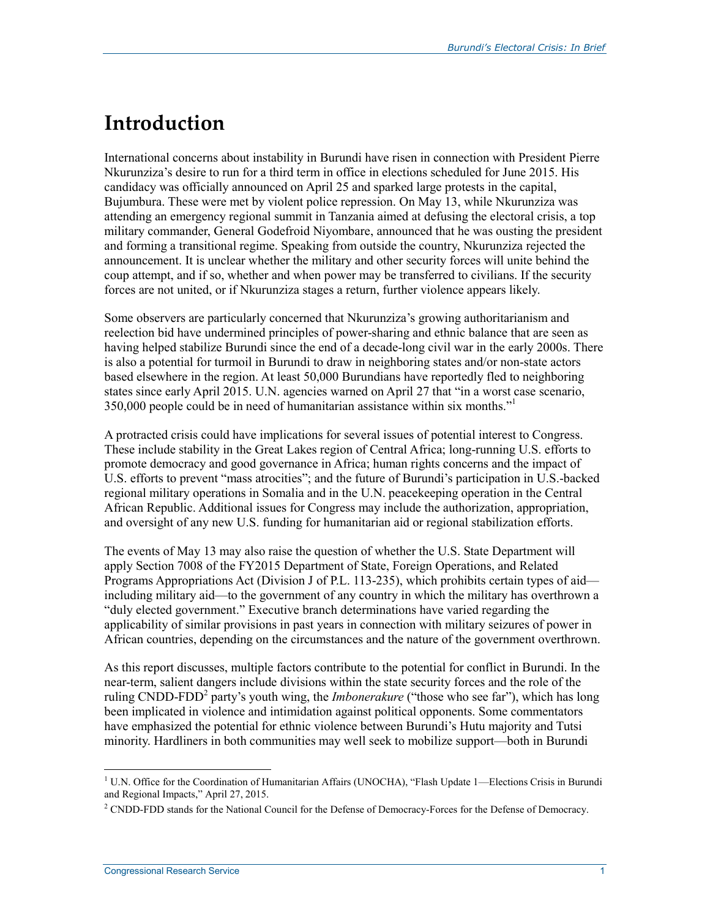# Introduction

International concerns about instability in Burundi have risen in connection with President Pierre Nkurunziza's desire to run for a third term in office in elections scheduled for June 2015. His candidacy was officially announced on April 25 and sparked large protests in the capital, Bujumbura. These were met by violent police repression. On May 13, while Nkurunziza was attending an emergency regional summit in Tanzania aimed at defusing the electoral crisis, a top military commander, General Godefroid Niyombare, announced that he was ousting the president and forming a transitional regime. Speaking from outside the country, Nkurunziza rejected the announcement. It is unclear whether the military and other security forces will unite behind the coup attempt, and if so, whether and when power may be transferred to civilians. If the security forces are not united, or if Nkurunziza stages a return, further violence appears likely.

Some observers are particularly concerned that Nkurunziza's growing authoritarianism and reelection bid have undermined principles of power-sharing and ethnic balance that are seen as having helped stabilize Burundi since the end of a decade-long civil war in the early 2000s. There is also a potential for turmoil in Burundi to draw in neighboring states and/or non-state actors based elsewhere in the region. At least 50,000 Burundians have reportedly fled to neighboring states since early April 2015. U.N. agencies warned on April 27 that "in a worst case scenario, 350,000 people could be in need of humanitarian assistance within six months."[1]

A protracted crisis could have implications for several issues of potential interest to Congress. These include stability in the Great Lakes region of Central Africa; long-running U.S. efforts to promote democracy and good governance in Africa; human rights concerns and the impact of U.S. efforts to prevent "mass atrocities"; and the future of Burundi's participation in U.S.-backed regional military operations in Somalia and in the U.N. peacekeeping operation in the Central African Republic. Additional issues for Congress may include the authorization, appropriation, and oversight of any new U.S. funding for humanitarian aid or regional stabilization efforts.

The events of May 13 may also raise the question of whether the U.S. State Department will apply Section 7008 of the FY2015 Department of State, Foreign Operations, and Related Programs Appropriations Act (Division J of P.L. 113-235), which prohibits certain types of aid—including military aid—to the government of any country in which the military has overthrown a "duly elected government." Executive branch determinations have varied regarding the applicability of similar provisions in past years in connection with military seizures of power in African countries, depending on the circumstances and the nature of the government overthrown.

As this report discusses, multiple factors contribute to the potential for conflict in Burundi. In the near-term, salient dangers include divisions within the state security forces and the role of the ruling CNDD-FDD[2] party's youth wing, the *Imbonerakure* ("those who see far"), which has long been implicated in violence and intimidation against political opponents. Some commentators have emphasized the potential for ethnic violence between Burundi's Hutu majority and Tutsi minority. Hardliners in both communities may well seek to mobilize support—both in Burundi

---

[1] U.N. Office for the Coordination of Humanitarian Affairs (UNOCHA), "Flash Update 1—Elections Crisis in Burundi and Regional Impacts," April 27, 2015.

[2] CNDD-FDD stands for the National Council for the Defense of Democracy-Forces for the Defense of Democracy.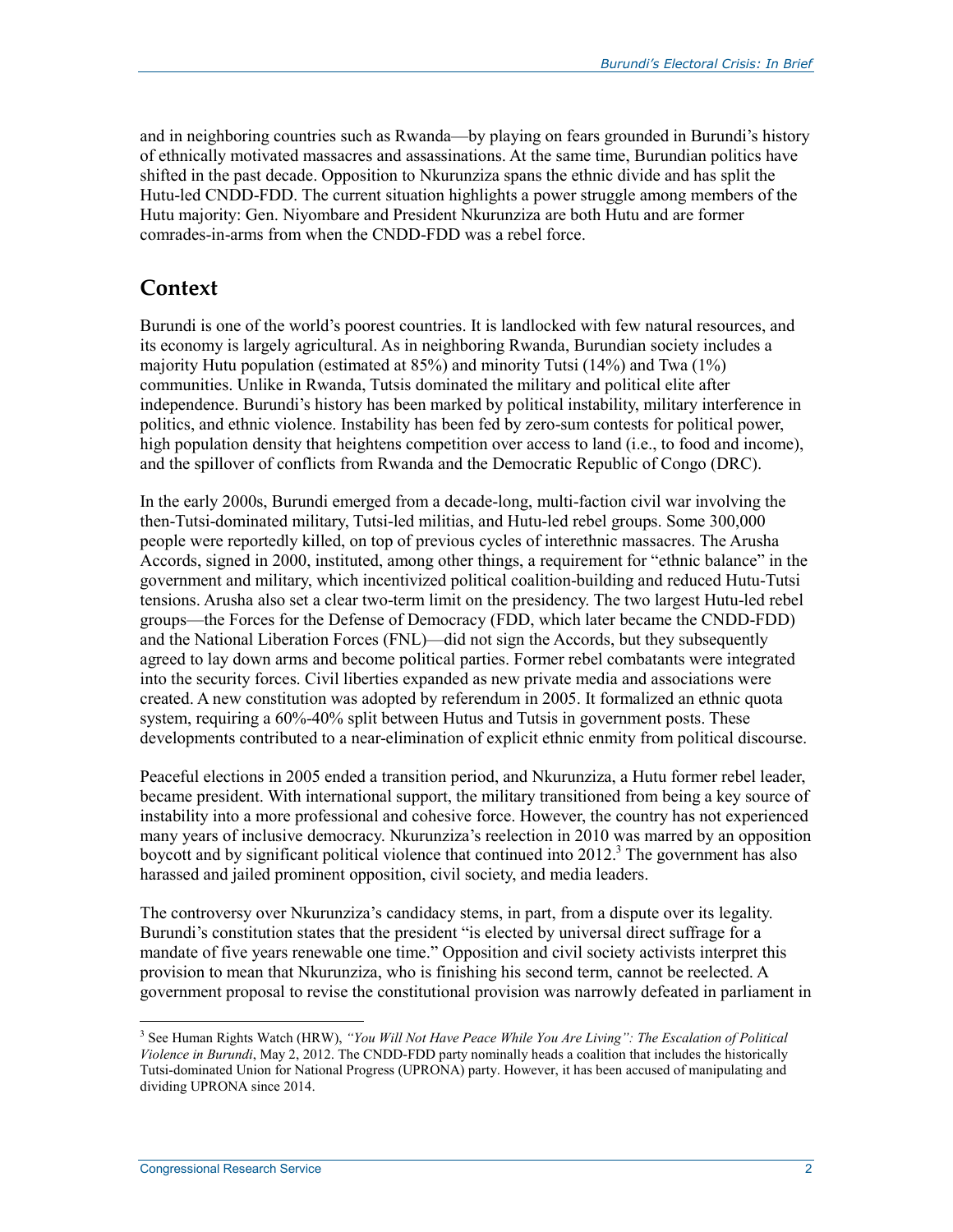and in neighboring countries such as Rwanda—by playing on fears grounded in Burundi's history of ethnically motivated massacres and assassinations. At the same time, Burundian politics have shifted in the past decade. Opposition to Nkurunziza spans the ethnic divide and has split the Hutu-led CNDD-FDD. The current situation highlights a power struggle among members of the Hutu majority: Gen. Niyombare and President Nkurunziza are both Hutu and are former comrades-in-arms from when the CNDD-FDD was a rebel force.

## Context

Burundi is one of the world's poorest countries. It is landlocked with few natural resources, and its economy is largely agricultural. As in neighboring Rwanda, Burundian society includes a majority Hutu population (estimated at 85%) and minority Tutsi (14%) and Twa (1%) communities. Unlike in Rwanda, Tutsis dominated the military and political elite after independence. Burundi's history has been marked by political instability, military interference in politics, and ethnic violence. Instability has been fed by zero-sum contests for political power, high population density that heightens competition over access to land (i.e., to food and income), and the spillover of conflicts from Rwanda and the Democratic Republic of Congo (DRC).

In the early 2000s, Burundi emerged from a decade-long, multi-faction civil war involving the then-Tutsi-dominated military, Tutsi-led militias, and Hutu-led rebel groups. Some 300,000 people were reportedly killed, on top of previous cycles of interethnic massacres. The Arusha Accords, signed in 2000, instituted, among other things, a requirement for "ethnic balance" in the government and military, which incentivized political coalition-building and reduced Hutu-Tutsi tensions. Arusha also set a clear two-term limit on the presidency. The two largest Hutu-led rebel groups—the Forces for the Defense of Democracy (FDD, which later became the CNDD-FDD) and the National Liberation Forces (FNL)—did not sign the Accords, but they subsequently agreed to lay down arms and become political parties. Former rebel combatants were integrated into the security forces. Civil liberties expanded as new private media and associations were created. A new constitution was adopted by referendum in 2005. It formalized an ethnic quota system, requiring a 60%-40% split between Hutus and Tutsis in government posts. These developments contributed to a near-elimination of explicit ethnic enmity from political discourse.

Peaceful elections in 2005 ended a transition period, and Nkurunziza, a Hutu former rebel leader, became president. With international support, the military transitioned from being a key source of instability into a more professional and cohesive force. However, the country has not experienced many years of inclusive democracy. Nkurunziza's reelection in 2010 was marred by an opposition boycott and by significant political violence that continued into 2012.[3] The government has also harassed and jailed prominent opposition, civil society, and media leaders.

The controversy over Nkurunziza's candidacy stems, in part, from a dispute over its legality. Burundi's constitution states that the president "is elected by universal direct suffrage for a mandate of five years renewable one time." Opposition and civil society activists interpret this provision to mean that Nkurunziza, who is finishing his second term, cannot be reelected. A government proposal to revise the constitutional provision was narrowly defeated in parliament in

---

[3] See Human Rights Watch (HRW), *"You Will Not Have Peace While You Are Living": The Escalation of Political Violence in Burundi*, May 2, 2012. The CNDD-FDD party nominally heads a coalition that includes the historically Tutsi-dominated Union for National Progress (UPRONA) party. However, it has been accused of manipulating and dividing UPRONA since 2014.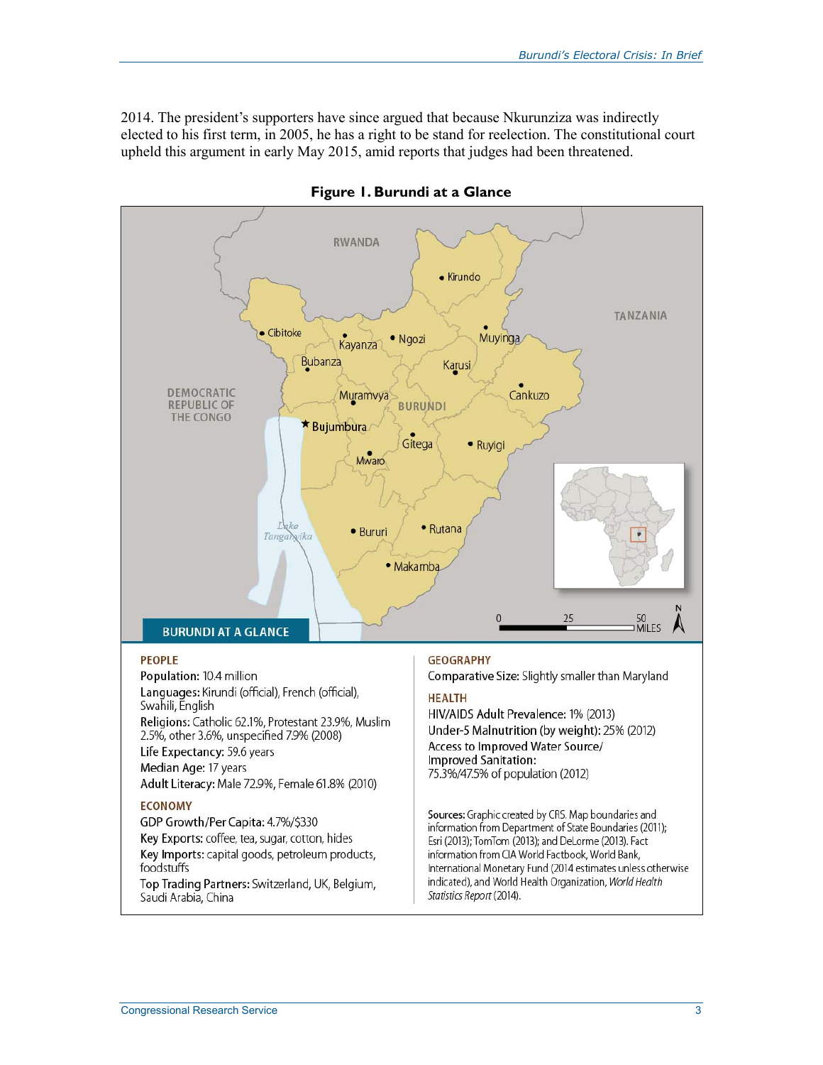2014. The president's supporters have since argued that because Nkurunziza was indirectly elected to his first term, in 2005, he has a right to be stand for reelection. The constitutional court upheld this argument in early May 2015, amid reports that judges had been threatened.

**Figure 1. Burundi at a Glance**

**BURUNDI AT A GLANCE**

**PEOPLE**

**Population:** 10.4 million

**Languages:** Kirundi (official), French (official), Swahili, English

**Religions:** Catholic 62.1%, Protestant 23.9%, Muslim 2.5%, other 3.6%, unspecified 7.9% (2008)

**Life Expectancy:** 59.6 years

**Median Age:** 17 years

**Adult Literacy:** Male 72.9%, Female 61.8% (2010)

**ECONOMY**

**GDP Growth/Per Capita:** 4.7%/$330

**Key Exports:** coffee, tea, sugar, cotton, hides

**Key Imports:** capital goods, petroleum products, foodstuffs

**Top Trading Partners:** Switzerland, UK, Belgium, Saudi Arabia, China

**GEOGRAPHY**

**Comparative Size:** Slightly smaller than Maryland

**HEALTH**

**HIV/AIDS Adult Prevalence:** 1% (2013)

**Under-5 Malnutrition (by weight):** 25% (2012)

**Access to Improved Water Source/ Improved Sanitation:** 75.3%/47.5% of population (2012)

**Sources:** Graphic created by CRS. Map boundaries and information from Department of State Boundaries (2011); Esri (2013); TomTom (2013); and DeLorme (2013). Fact information from CIA World Factbook, World Bank, International Monetary Fund (2014 estimates unless otherwise indicated), and World Health Organization, *World Health Statistics Report* (2014).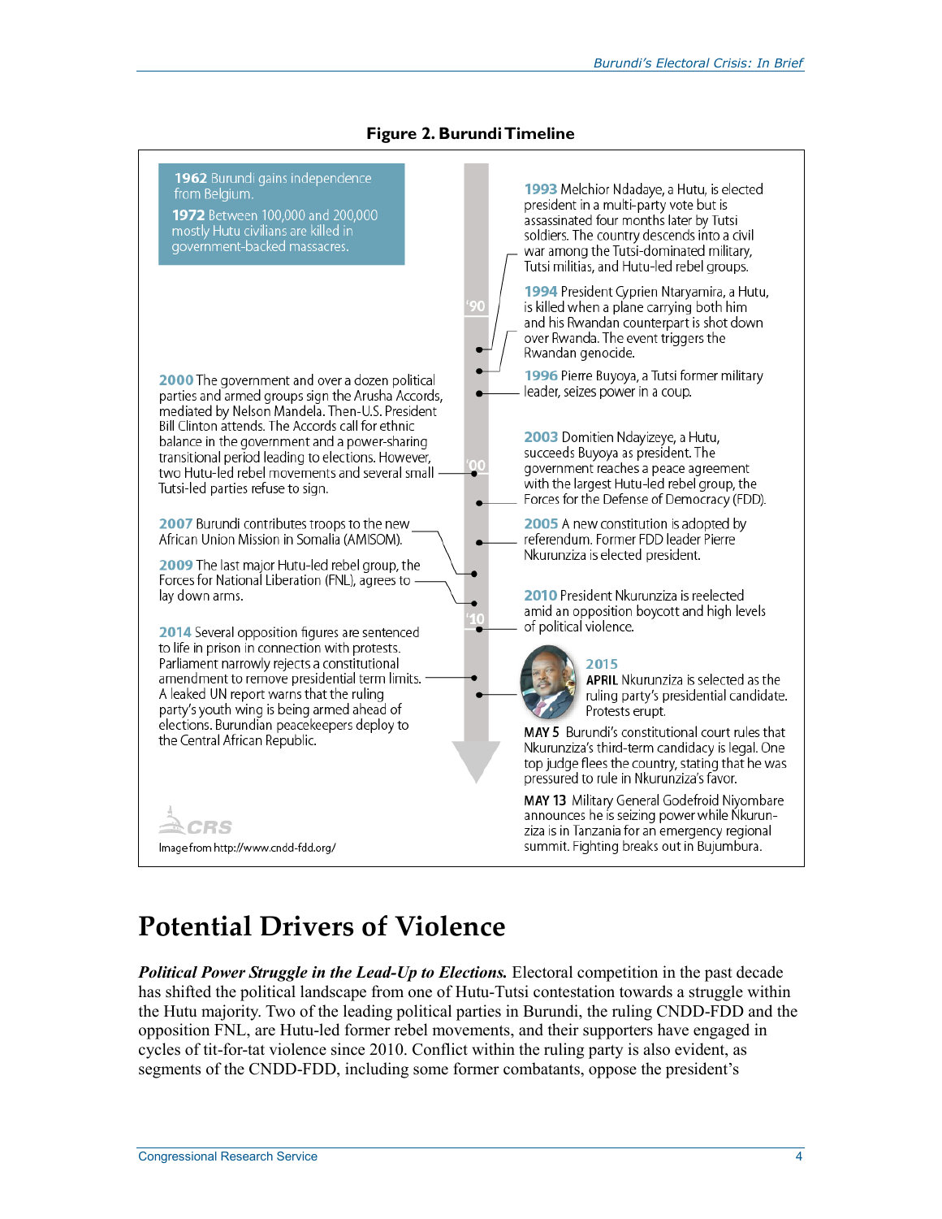**Figure 2. Burundi Timeline**

**1962** Burundi gains independence from Belgium.

**1972** Between 100,000 and 200,000 mostly Hutu civilians are killed in government-backed massacres.

**1993** Melchior Ndadaye, a Hutu, is elected president in a multi-party vote but is assassinated four months later by Tutsi soldiers. The country descends into a civil war among the Tutsi-dominated military, Tutsi militias, and Hutu-led rebel groups.

**1994** President Cyprien Ntaryamira, a Hutu, is killed when a plane carrying both him and his Rwandan counterpart is shot down over Rwanda. The event triggers the Rwandan genocide.

**1996** Pierre Buyoya, a Tutsi former military leader, seizes power in a coup.

**2000** The government and over a dozen political parties and armed groups sign the Arusha Accords, mediated by Nelson Mandela. Then-U.S. President Bill Clinton attends. The Accords call for ethnic balance in the government and a power-sharing transitional period leading to elections. However, two Hutu-led rebel movements and several small Tutsi-led parties refuse to sign.

**2003** Domitien Ndayizeye, a Hutu, succeeds Buyoya as president. The government reaches a peace agreement with the largest Hutu-led rebel group, the Forces for the Defense of Democracy (FDD).

**2005** A new constitution is adopted by referendum. Former FDD leader Pierre Nkurunziza is elected president.

**2007** Burundi contributes troops to the new African Union Mission in Somalia (AMISOM).

**2009** The last major Hutu-led rebel group, the Forces for National Liberation (FNL), agrees to lay down arms.

**2010** President Nkurunziza is reelected amid an opposition boycott and high levels of political violence.

**2014** Several opposition figures are sentenced to life in prison in connection with protests. Parliament narrowly rejects a constitutional amendment to remove presidential term limits. A leaked UN report warns that the ruling party's youth wing is being armed ahead of elections. Burundian peacekeepers deploy to the Central African Republic.

**2015**

**APRIL** Nkurunziza is selected as the ruling party's presidential candidate. Protests erupt.

**MAY 5** Burundi's constitutional court rules that Nkurunziza's third-term candidacy is legal. One top judge flees the country, stating that he was pressured to rule in Nkurunziza's favor.

**MAY 13** Military General Godefroid Niyombare announces he is seizing power while Nkurunziza is in Tanzania for an emergency regional summit. Fighting breaks out in Bujumbura.

Image from http://www.cndd-fdd.org/

# Potential Drivers of Violence

***Political Power Struggle in the Lead-Up to Elections.*** Electoral competition in the past decade has shifted the political landscape from one of Hutu-Tutsi contestation towards a struggle within the Hutu majority. Two of the leading political parties in Burundi, the ruling CNDD-FDD and the opposition FNL, are Hutu-led former rebel movements, and their supporters have engaged in cycles of tit-for-tat violence since 2010. Conflict within the ruling party is also evident, as segments of the CNDD-FDD, including some former combatants, oppose the president's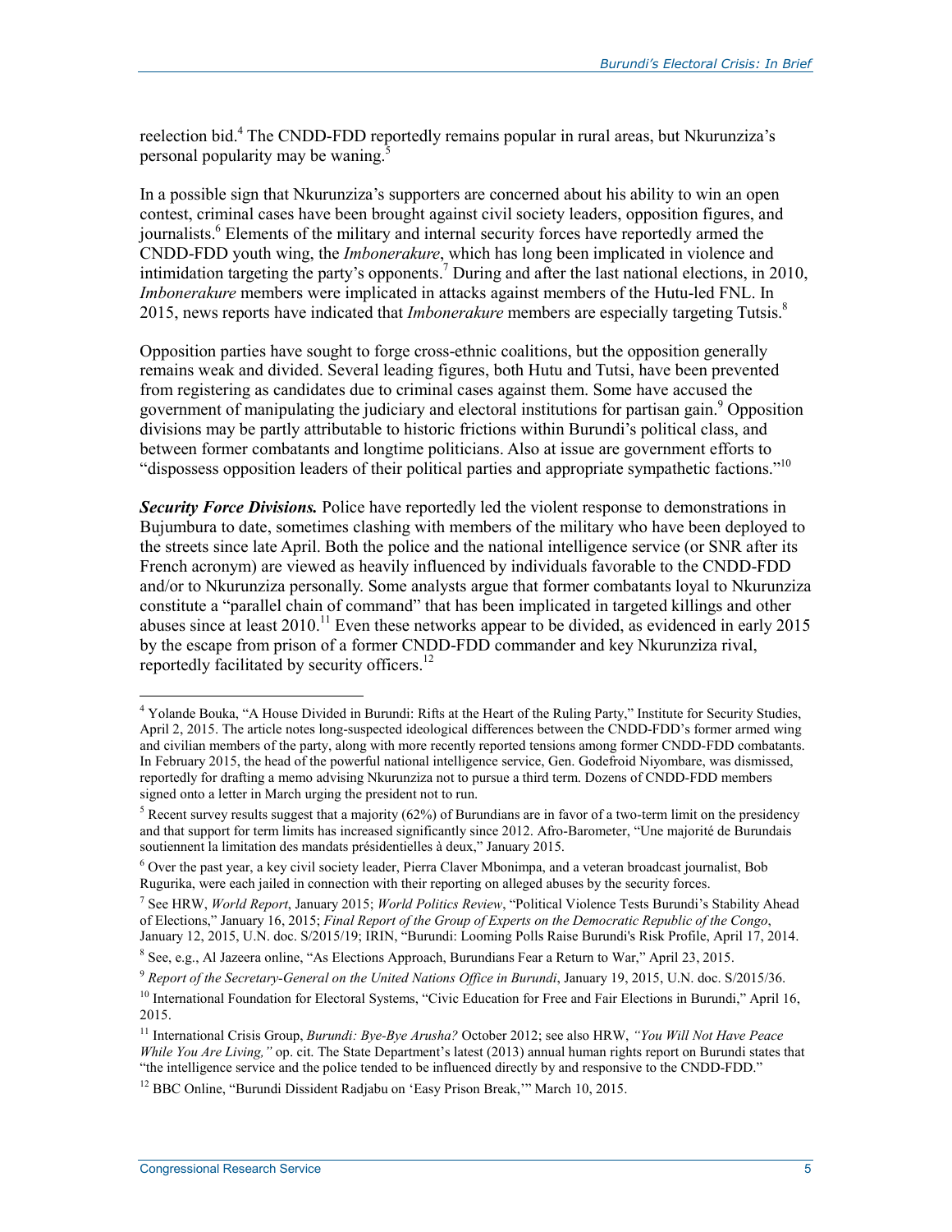reelection bid.[4] The CNDD-FDD reportedly remains popular in rural areas, but Nkurunziza's personal popularity may be waning.[5]

In a possible sign that Nkurunziza's supporters are concerned about his ability to win an open contest, criminal cases have been brought against civil society leaders, opposition figures, and journalists.[6] Elements of the military and internal security forces have reportedly armed the CNDD-FDD youth wing, the *Imbonerakure*, which has long been implicated in violence and intimidation targeting the party's opponents.[7] During and after the last national elections, in 2010, *Imbonerakure* members were implicated in attacks against members of the Hutu-led FNL. In 2015, news reports have indicated that *Imbonerakure* members are especially targeting Tutsis.[8]

Opposition parties have sought to forge cross-ethnic coalitions, but the opposition generally remains weak and divided. Several leading figures, both Hutu and Tutsi, have been prevented from registering as candidates due to criminal cases against them. Some have accused the government of manipulating the judiciary and electoral institutions for partisan gain.[9] Opposition divisions may be partly attributable to historic frictions within Burundi's political class, and between former combatants and longtime politicians. Also at issue are government efforts to "dispossess opposition leaders of their political parties and appropriate sympathetic factions."[10]

***Security Force Divisions.*** Police have reportedly led the violent response to demonstrations in Bujumbura to date, sometimes clashing with members of the military who have been deployed to the streets since late April. Both the police and the national intelligence service (or SNR after its French acronym) are viewed as heavily influenced by individuals favorable to the CNDD-FDD and/or to Nkurunziza personally. Some analysts argue that former combatants loyal to Nkurunziza constitute a "parallel chain of command" that has been implicated in targeted killings and other abuses since at least 2010.[11] Even these networks appear to be divided, as evidenced in early 2015 by the escape from prison of a former CNDD-FDD commander and key Nkurunziza rival, reportedly facilitated by security officers.[12]

---

[4] Yolande Bouka, "A House Divided in Burundi: Rifts at the Heart of the Ruling Party," Institute for Security Studies, April 2, 2015. The article notes long-suspected ideological differences between the CNDD-FDD's former armed wing and civilian members of the party, along with more recently reported tensions among former CNDD-FDD combatants. In February 2015, the head of the powerful national intelligence service, Gen. Godefroid Niyombare, was dismissed, reportedly for drafting a memo advising Nkurunziza not to pursue a third term. Dozens of CNDD-FDD members signed onto a letter in March urging the president not to run.

[5] Recent survey results suggest that a majority (62%) of Burundians are in favor of a two-term limit on the presidency and that support for term limits has increased significantly since 2012. Afro-Barometer, "Une majorité de Burundais soutiennent la limitation des mandats présidentielles à deux," January 2015.

[6] Over the past year, a key civil society leader, Pierra Claver Mbonimpa, and a veteran broadcast journalist, Bob Rugurika, were each jailed in connection with their reporting on alleged abuses by the security forces.

[7] See HRW, *World Report*, January 2015; *World Politics Review*, "Political Violence Tests Burundi's Stability Ahead of Elections," January 16, 2015; *Final Report of the Group of Experts on the Democratic Republic of the Congo*, January 12, 2015, U.N. doc. S/2015/19; IRIN, "Burundi: Looming Polls Raise Burundi's Risk Profile, April 17, 2014.

[8] See, e.g., Al Jazeera online, "As Elections Approach, Burundians Fear a Return to War," April 23, 2015.

[9] *Report of the Secretary-General on the United Nations Office in Burundi*, January 19, 2015, U.N. doc. S/2015/36.

[10] International Foundation for Electoral Systems, "Civic Education for Free and Fair Elections in Burundi," April 16, 2015.

[11] International Crisis Group, *Burundi: Bye-Bye Arusha?* October 2012; see also HRW, *"You Will Not Have Peace While You Are Living,"* op. cit. The State Department's latest (2013) annual human rights report on Burundi states that "the intelligence service and the police tended to be influenced directly by and responsive to the CNDD-FDD."

[12] BBC Online, "Burundi Dissident Radjabu on 'Easy Prison Break,'" March 10, 2015.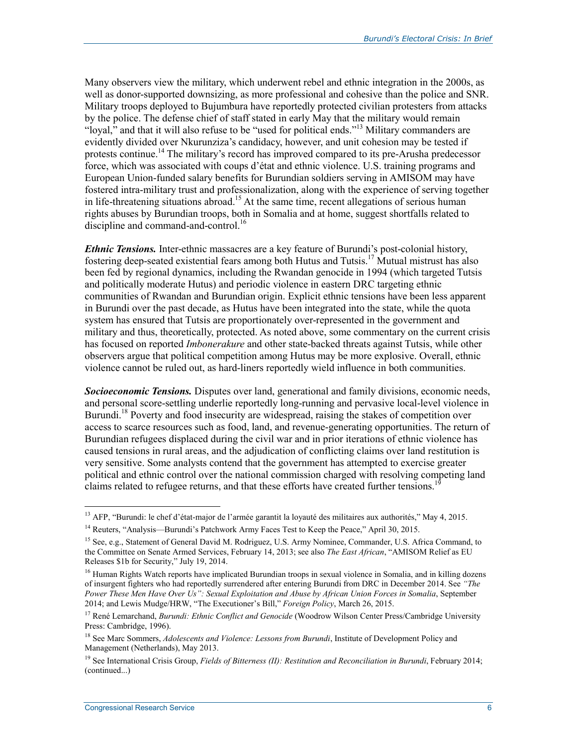Many observers view the military, which underwent rebel and ethnic integration in the 2000s, as well as donor-supported downsizing, as more professional and cohesive than the police and SNR. Military troops deployed to Bujumbura have reportedly protected civilian protesters from attacks by the police. The defense chief of staff stated in early May that the military would remain "loyal," and that it will also refuse to be "used for political ends."[13] Military commanders are evidently divided over Nkurunziza's candidacy, however, and unit cohesion may be tested if protests continue.[14] The military's record has improved compared to its pre-Arusha predecessor force, which was associated with coups d'état and ethnic violence. U.S. training programs and European Union-funded salary benefits for Burundian soldiers serving in AMISOM may have fostered intra-military trust and professionalization, along with the experience of serving together in life-threatening situations abroad.[15] At the same time, recent allegations of serious human rights abuses by Burundian troops, both in Somalia and at home, suggest shortfalls related to discipline and command-and-control.[16]

***Ethnic Tensions.*** Inter-ethnic massacres are a key feature of Burundi's post-colonial history, fostering deep-seated existential fears among both Hutus and Tutsis.[17] Mutual mistrust has also been fed by regional dynamics, including the Rwandan genocide in 1994 (which targeted Tutsis and politically moderate Hutus) and periodic violence in eastern DRC targeting ethnic communities of Rwandan and Burundian origin. Explicit ethnic tensions have been less apparent in Burundi over the past decade, as Hutus have been integrated into the state, while the quota system has ensured that Tutsis are proportionately over-represented in the government and military and thus, theoretically, protected. As noted above, some commentary on the current crisis has focused on reported *Imbonerakure* and other state-backed threats against Tutsis, while other observers argue that political competition among Hutus may be more explosive. Overall, ethnic violence cannot be ruled out, as hard-liners reportedly wield influence in both communities.

***Socioeconomic Tensions.*** Disputes over land, generational and family divisions, economic needs, and personal score-settling underlie reportedly long-running and pervasive local-level violence in Burundi.[18] Poverty and food insecurity are widespread, raising the stakes of competition over access to scarce resources such as food, land, and revenue-generating opportunities. The return of Burundian refugees displaced during the civil war and in prior iterations of ethnic violence has caused tensions in rural areas, and the adjudication of conflicting claims over land restitution is very sensitive. Some analysts contend that the government has attempted to exercise greater political and ethnic control over the national commission charged with resolving competing land claims related to refugee returns, and that these efforts have created further tensions.[19]

---

[13] AFP, "Burundi: le chef d'état-major de l'armée garantit la loyauté des militaires aux autorités," May 4, 2015.

[14] Reuters, "Analysis—Burundi's Patchwork Army Faces Test to Keep the Peace," April 30, 2015.

[15] See, e.g., Statement of General David M. Rodriguez, U.S. Army Nominee, Commander, U.S. Africa Command, to the Committee on Senate Armed Services, February 14, 2013; see also *The East African*, "AMISOM Relief as EU Releases $1b for Security," July 19, 2014.

[16] Human Rights Watch reports have implicated Burundian troops in sexual violence in Somalia, and in killing dozens of insurgent fighters who had reportedly surrendered after entering Burundi from DRC in December 2014. See *"The Power These Men Have Over Us": Sexual Exploitation and Abuse by African Union Forces in Somalia*, September 2014; and Lewis Mudge/HRW, "The Executioner's Bill," *Foreign Policy*, March 26, 2015.

[17] René Lemarchand, *Burundi: Ethnic Conflict and Genocide* (Woodrow Wilson Center Press/Cambridge University Press: Cambridge, 1996).

[18] See Marc Sommers, *Adolescents and Violence: Lessons from Burundi*, Institute of Development Policy and Management (Netherlands), May 2013.

[19] See International Crisis Group, *Fields of Bitterness (II): Restitution and Reconciliation in Burundi*, February 2014; (continued...)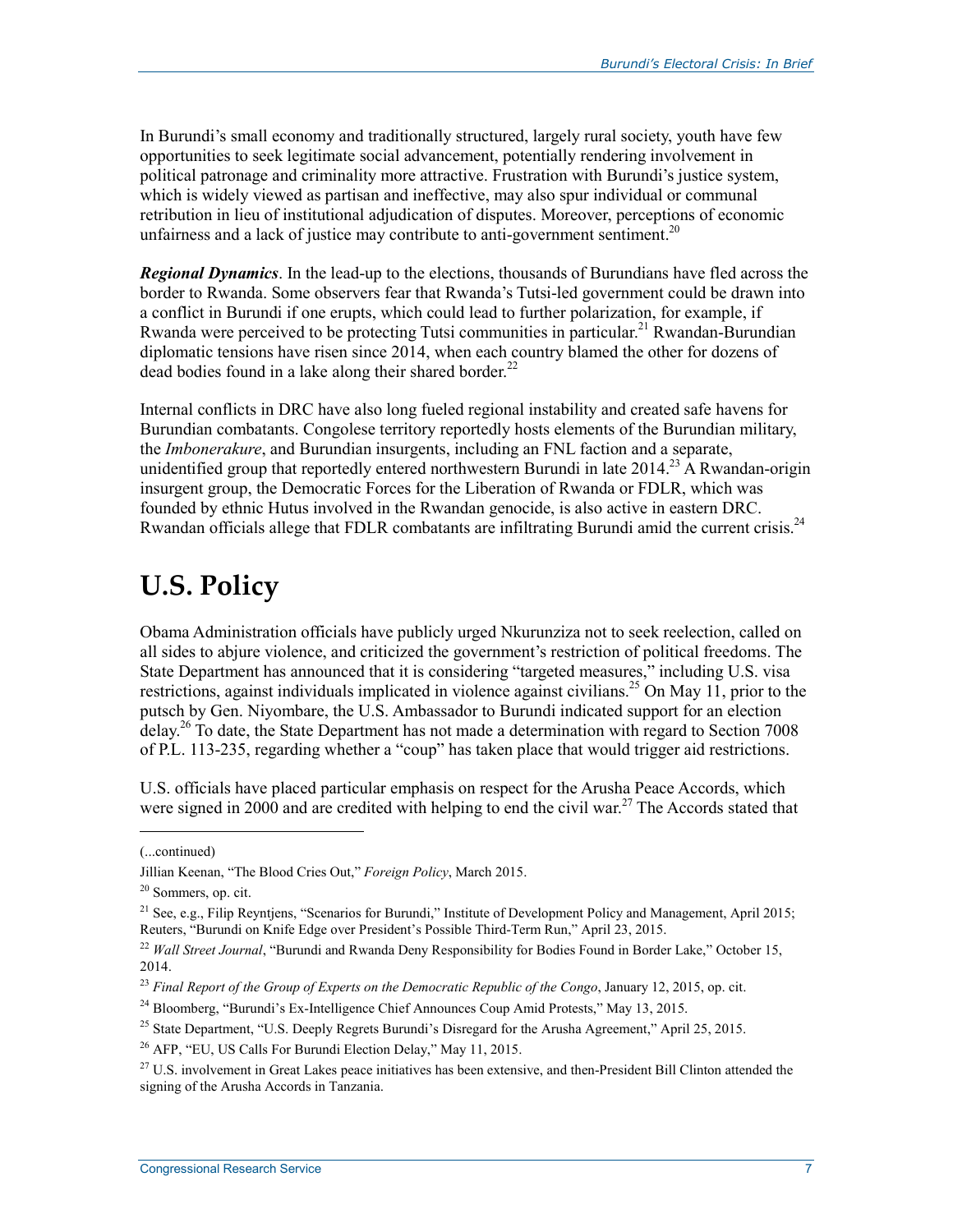In Burundi's small economy and traditionally structured, largely rural society, youth have few opportunities to seek legitimate social advancement, potentially rendering involvement in political patronage and criminality more attractive. Frustration with Burundi's justice system, which is widely viewed as partisan and ineffective, may also spur individual or communal retribution in lieu of institutional adjudication of disputes. Moreover, perceptions of economic unfairness and a lack of justice may contribute to anti-government sentiment.[20]

***Regional Dynamics***. In the lead-up to the elections, thousands of Burundians have fled across the border to Rwanda. Some observers fear that Rwanda's Tutsi-led government could be drawn into a conflict in Burundi if one erupts, which could lead to further polarization, for example, if Rwanda were perceived to be protecting Tutsi communities in particular.[21] Rwandan-Burundian diplomatic tensions have risen since 2014, when each country blamed the other for dozens of dead bodies found in a lake along their shared border.[22]

Internal conflicts in DRC have also long fueled regional instability and created safe havens for Burundian combatants. Congolese territory reportedly hosts elements of the Burundian military, the *Imbonerakure*, and Burundian insurgents, including an FNL faction and a separate, unidentified group that reportedly entered northwestern Burundi in late 2014.[23] A Rwandan-origin insurgent group, the Democratic Forces for the Liberation of Rwanda or FDLR, which was founded by ethnic Hutus involved in the Rwandan genocide, is also active in eastern DRC. Rwandan officials allege that FDLR combatants are infiltrating Burundi amid the current crisis.[24]

# U.S. Policy

Obama Administration officials have publicly urged Nkurunziza not to seek reelection, called on all sides to abjure violence, and criticized the government's restriction of political freedoms. The State Department has announced that it is considering "targeted measures," including U.S. visa restrictions, against individuals implicated in violence against civilians.[25] On May 11, prior to the putsch by Gen. Niyombare, the U.S. Ambassador to Burundi indicated support for an election delay.[26] To date, the State Department has not made a determination with regard to Section 7008 of P.L. 113-235, regarding whether a "coup" has taken place that would trigger aid restrictions.

U.S. officials have placed particular emphasis on respect for the Arusha Peace Accords, which were signed in 2000 and are credited with helping to end the civil war.[27] The Accords stated that

---

(...continued)

Jillian Keenan, "The Blood Cries Out," *Foreign Policy*, March 2015.

[20] Sommers, op. cit.

[21] See, e.g., Filip Reyntjens, "Scenarios for Burundi," Institute of Development Policy and Management, April 2015; Reuters, "Burundi on Knife Edge over President's Possible Third-Term Run," April 23, 2015.

[22] *Wall Street Journal*, "Burundi and Rwanda Deny Responsibility for Bodies Found in Border Lake," October 15, 2014.

[23] *Final Report of the Group of Experts on the Democratic Republic of the Congo*, January 12, 2015, op. cit.

[24] Bloomberg, "Burundi's Ex-Intelligence Chief Announces Coup Amid Protests," May 13, 2015.

[25] State Department, "U.S. Deeply Regrets Burundi's Disregard for the Arusha Agreement," April 25, 2015.

[26] AFP, "EU, US Calls For Burundi Election Delay," May 11, 2015.

[27] U.S. involvement in Great Lakes peace initiatives has been extensive, and then-President Bill Clinton attended the signing of the Arusha Accords in Tanzania.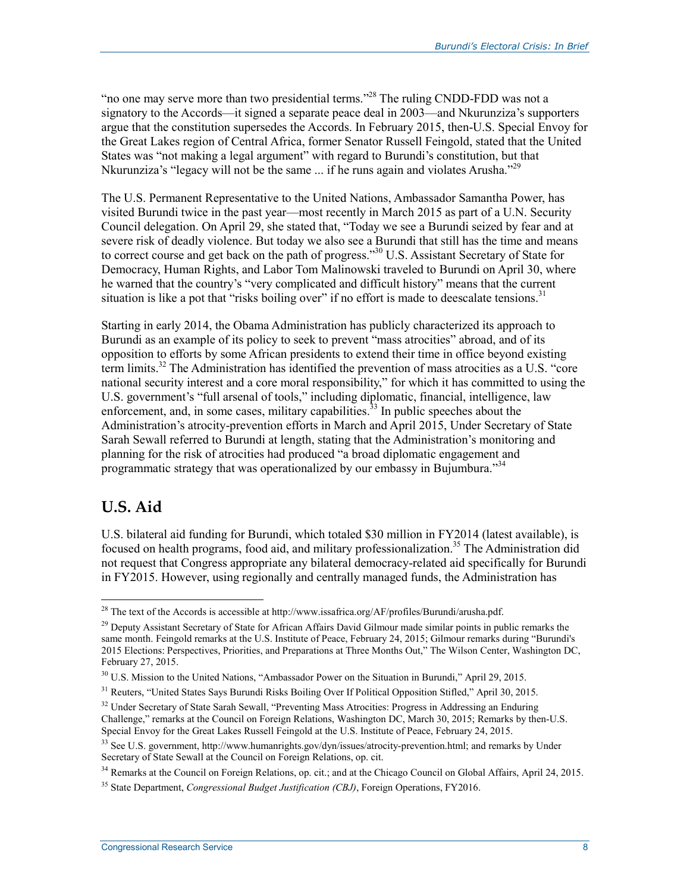"no one may serve more than two presidential terms."[28] The ruling CNDD-FDD was not a signatory to the Accords—it signed a separate peace deal in 2003—and Nkurunziza's supporters argue that the constitution supersedes the Accords. In February 2015, then-U.S. Special Envoy for the Great Lakes region of Central Africa, former Senator Russell Feingold, stated that the United States was "not making a legal argument" with regard to Burundi's constitution, but that Nkurunziza's "legacy will not be the same ... if he runs again and violates Arusha."[29]

The U.S. Permanent Representative to the United Nations, Ambassador Samantha Power, has visited Burundi twice in the past year—most recently in March 2015 as part of a U.N. Security Council delegation. On April 29, she stated that, "Today we see a Burundi seized by fear and at severe risk of deadly violence. But today we also see a Burundi that still has the time and means to correct course and get back on the path of progress."[30] U.S. Assistant Secretary of State for Democracy, Human Rights, and Labor Tom Malinowski traveled to Burundi on April 30, where he warned that the country's "very complicated and difficult history" means that the current situation is like a pot that "risks boiling over" if no effort is made to deescalate tensions.[31]

Starting in early 2014, the Obama Administration has publicly characterized its approach to Burundi as an example of its policy to seek to prevent "mass atrocities" abroad, and of its opposition to efforts by some African presidents to extend their time in office beyond existing term limits.[32] The Administration has identified the prevention of mass atrocities as a U.S. "core national security interest and a core moral responsibility," for which it has committed to using the U.S. government's "full arsenal of tools," including diplomatic, financial, intelligence, law enforcement, and, in some cases, military capabilities.[33] In public speeches about the Administration's atrocity-prevention efforts in March and April 2015, Under Secretary of State Sarah Sewall referred to Burundi at length, stating that the Administration's monitoring and planning for the risk of atrocities had produced "a broad diplomatic engagement and programmatic strategy that was operationalized by our embassy in Bujumbura."[34]

## U.S. Aid

U.S. bilateral aid funding for Burundi, which totaled $30 million in FY2014 (latest available), is focused on health programs, food aid, and military professionalization.[35] The Administration did not request that Congress appropriate any bilateral democracy-related aid specifically for Burundi in FY2015. However, using regionally and centrally managed funds, the Administration has

---

[28] The text of the Accords is accessible at http://www.issafrica.org/AF/profiles/Burundi/arusha.pdf.

[29] Deputy Assistant Secretary of State for African Affairs David Gilmour made similar points in public remarks the same month. Feingold remarks at the U.S. Institute of Peace, February 24, 2015; Gilmour remarks during "Burundi's 2015 Elections: Perspectives, Priorities, and Preparations at Three Months Out," The Wilson Center, Washington DC, February 27, 2015.

[30] U.S. Mission to the United Nations, "Ambassador Power on the Situation in Burundi," April 29, 2015.

[31] Reuters, "United States Says Burundi Risks Boiling Over If Political Opposition Stifled," April 30, 2015.

[32] Under Secretary of State Sarah Sewall, "Preventing Mass Atrocities: Progress in Addressing an Enduring Challenge," remarks at the Council on Foreign Relations, Washington DC, March 30, 2015; Remarks by then-U.S. Special Envoy for the Great Lakes Russell Feingold at the U.S. Institute of Peace, February 24, 2015.

[33] See U.S. government, http://www.humanrights.gov/dyn/issues/atrocity-prevention.html; and remarks by Under Secretary of State Sewall at the Council on Foreign Relations, op. cit.

[34] Remarks at the Council on Foreign Relations, op. cit.; and at the Chicago Council on Global Affairs, April 24, 2015.

[35] State Department, *Congressional Budget Justification (CBJ)*, Foreign Operations, FY2016.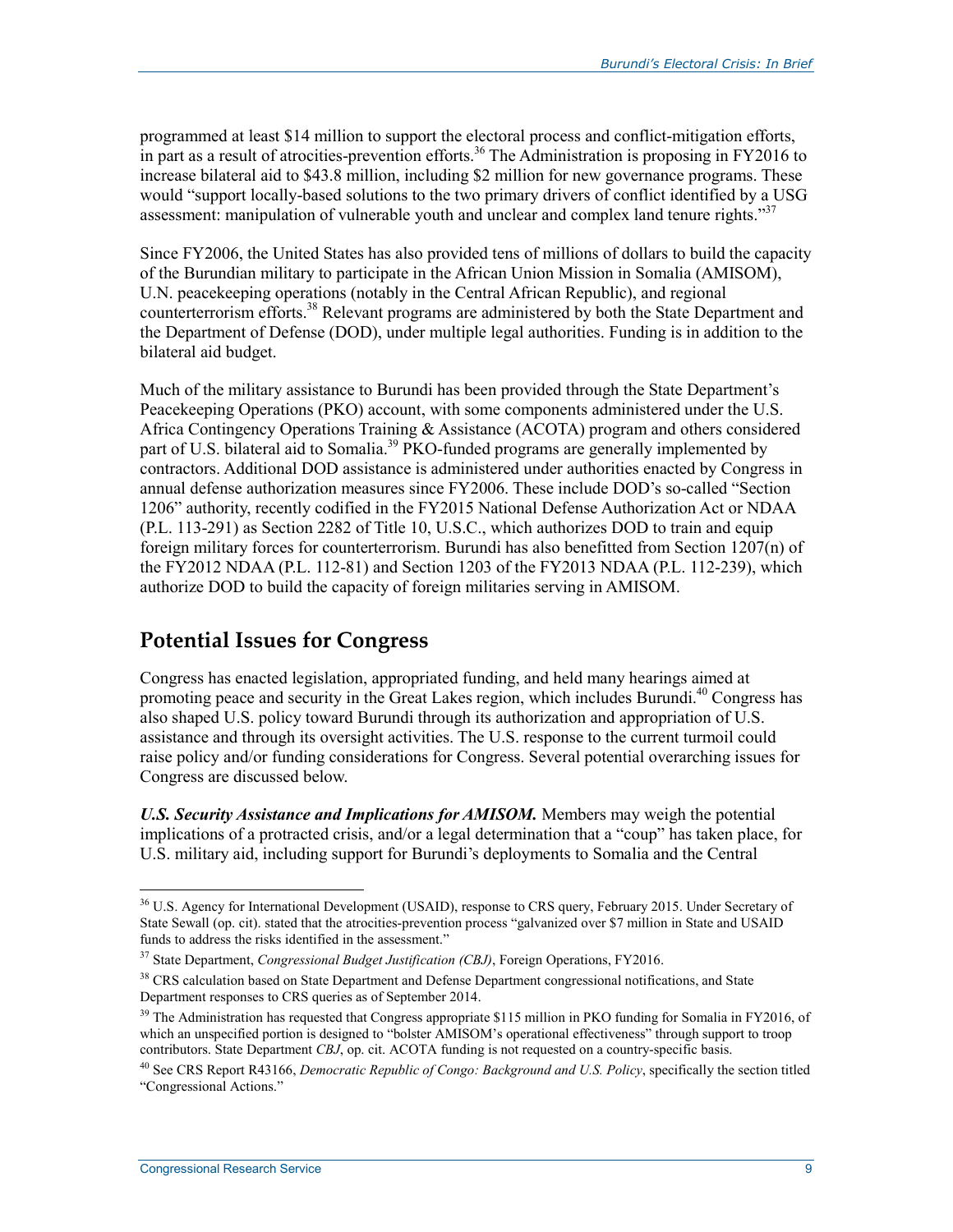programmed at least $14 million to support the electoral process and conflict-mitigation efforts, in part as a result of atrocities-prevention efforts.[36] The Administration is proposing in FY2016 to increase bilateral aid to $43.8 million, including $2 million for new governance programs. These would "support locally-based solutions to the two primary drivers of conflict identified by a USG assessment: manipulation of vulnerable youth and unclear and complex land tenure rights."[37]

Since FY2006, the United States has also provided tens of millions of dollars to build the capacity of the Burundian military to participate in the African Union Mission in Somalia (AMISOM), U.N. peacekeeping operations (notably in the Central African Republic), and regional counterterrorism efforts.[38] Relevant programs are administered by both the State Department and the Department of Defense (DOD), under multiple legal authorities. Funding is in addition to the bilateral aid budget.

Much of the military assistance to Burundi has been provided through the State Department's Peacekeeping Operations (PKO) account, with some components administered under the U.S. Africa Contingency Operations Training & Assistance (ACOTA) program and others considered part of U.S. bilateral aid to Somalia.[39] PKO-funded programs are generally implemented by contractors. Additional DOD assistance is administered under authorities enacted by Congress in annual defense authorization measures since FY2006. These include DOD's so-called "Section 1206" authority, recently codified in the FY2015 National Defense Authorization Act or NDAA (P.L. 113-291) as Section 2282 of Title 10, U.S.C., which authorizes DOD to train and equip foreign military forces for counterterrorism. Burundi has also benefitted from Section 1207(n) of the FY2012 NDAA (P.L. 112-81) and Section 1203 of the FY2013 NDAA (P.L. 112-239), which authorize DOD to build the capacity of foreign militaries serving in AMISOM.

## Potential Issues for Congress

Congress has enacted legislation, appropriated funding, and held many hearings aimed at promoting peace and security in the Great Lakes region, which includes Burundi.[40] Congress has also shaped U.S. policy toward Burundi through its authorization and appropriation of U.S. assistance and through its oversight activities. The U.S. response to the current turmoil could raise policy and/or funding considerations for Congress. Several potential overarching issues for Congress are discussed below.

***U.S. Security Assistance and Implications for AMISOM.*** Members may weigh the potential implications of a protracted crisis, and/or a legal determination that a "coup" has taken place, for U.S. military aid, including support for Burundi's deployments to Somalia and the Central

---

[36] U.S. Agency for International Development (USAID), response to CRS query, February 2015. Under Secretary of State Sewall (op. cit). stated that the atrocities-prevention process "galvanized over $7 million in State and USAID funds to address the risks identified in the assessment."

[37] State Department, *Congressional Budget Justification (CBJ)*, Foreign Operations, FY2016.

[38] CRS calculation based on State Department and Defense Department congressional notifications, and State Department responses to CRS queries as of September 2014.

[39] The Administration has requested that Congress appropriate $115 million in PKO funding for Somalia in FY2016, of which an unspecified portion is designed to "bolster AMISOM's operational effectiveness" through support to troop contributors. State Department *CBJ*, op. cit. ACOTA funding is not requested on a country-specific basis.

[40] See CRS Report R43166, *Democratic Republic of Congo: Background and U.S. Policy*, specifically the section titled "Congressional Actions."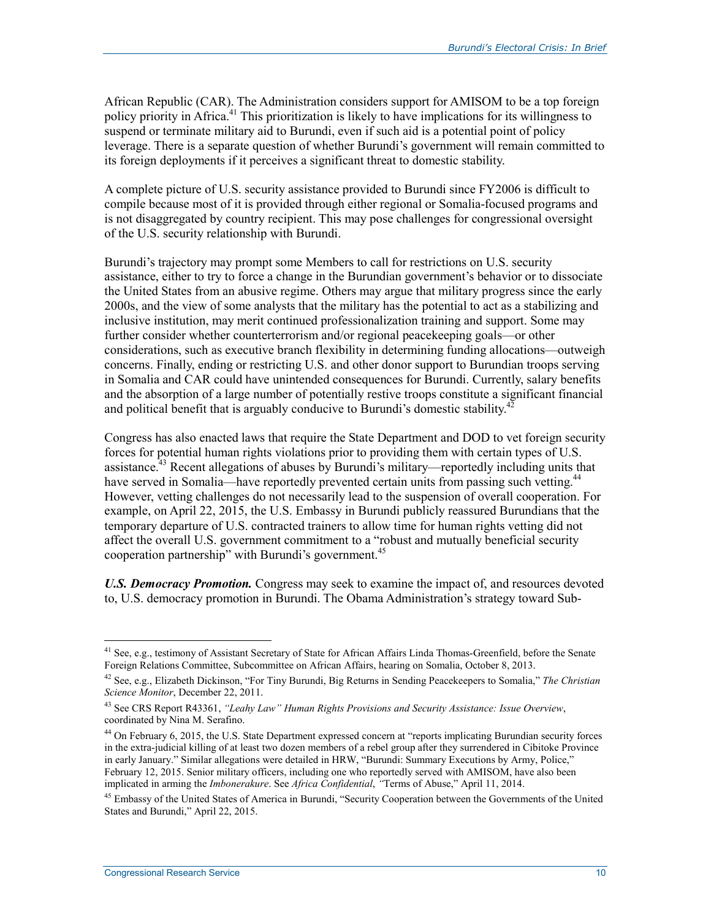African Republic (CAR). The Administration considers support for AMISOM to be a top foreign policy priority in Africa.[41] This prioritization is likely to have implications for its willingness to suspend or terminate military aid to Burundi, even if such aid is a potential point of policy leverage. There is a separate question of whether Burundi's government will remain committed to its foreign deployments if it perceives a significant threat to domestic stability.

A complete picture of U.S. security assistance provided to Burundi since FY2006 is difficult to compile because most of it is provided through either regional or Somalia-focused programs and is not disaggregated by country recipient. This may pose challenges for congressional oversight of the U.S. security relationship with Burundi.

Burundi's trajectory may prompt some Members to call for restrictions on U.S. security assistance, either to try to force a change in the Burundian government's behavior or to dissociate the United States from an abusive regime. Others may argue that military progress since the early 2000s, and the view of some analysts that the military has the potential to act as a stabilizing and inclusive institution, may merit continued professionalization training and support. Some may further consider whether counterterrorism and/or regional peacekeeping goals—or other considerations, such as executive branch flexibility in determining funding allocations—outweigh concerns. Finally, ending or restricting U.S. and other donor support to Burundian troops serving in Somalia and CAR could have unintended consequences for Burundi. Currently, salary benefits and the absorption of a large number of potentially restive troops constitute a significant financial and political benefit that is arguably conducive to Burundi's domestic stability.[42]

Congress has also enacted laws that require the State Department and DOD to vet foreign security forces for potential human rights violations prior to providing them with certain types of U.S. assistance.[43] Recent allegations of abuses by Burundi's military—reportedly including units that have served in Somalia—have reportedly prevented certain units from passing such vetting.[44] However, vetting challenges do not necessarily lead to the suspension of overall cooperation. For example, on April 22, 2015, the U.S. Embassy in Burundi publicly reassured Burundians that the temporary departure of U.S. contracted trainers to allow time for human rights vetting did not affect the overall U.S. government commitment to a "robust and mutually beneficial security cooperation partnership" with Burundi's government.[45]

***U.S. Democracy Promotion.*** Congress may seek to examine the impact of, and resources devoted to, U.S. democracy promotion in Burundi. The Obama Administration's strategy toward Sub-

---

[41] See, e.g., testimony of Assistant Secretary of State for African Affairs Linda Thomas-Greenfield, before the Senate Foreign Relations Committee, Subcommittee on African Affairs, hearing on Somalia, October 8, 2013.

[42] See, e.g., Elizabeth Dickinson, "For Tiny Burundi, Big Returns in Sending Peacekeepers to Somalia," *The Christian Science Monitor*, December 22, 2011.

[43] See CRS Report R43361, *"Leahy Law" Human Rights Provisions and Security Assistance: Issue Overview*, coordinated by Nina M. Serafino.

[44] On February 6, 2015, the U.S. State Department expressed concern at "reports implicating Burundian security forces in the extra-judicial killing of at least two dozen members of a rebel group after they surrendered in Cibitoke Province in early January." Similar allegations were detailed in HRW, "Burundi: Summary Executions by Army, Police," February 12, 2015. Senior military officers, including one who reportedly served with AMISOM, have also been implicated in arming the *Imbonerakure*. See *Africa Confidential*, "Terms of Abuse," April 11, 2014.

[45] Embassy of the United States of America in Burundi, "Security Cooperation between the Governments of the United States and Burundi," April 22, 2015.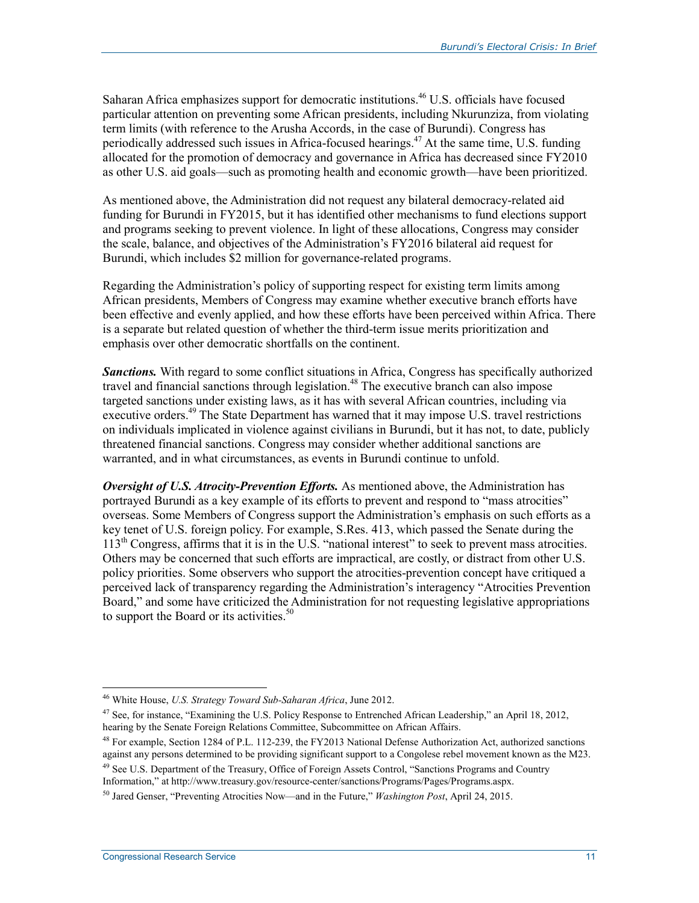Saharan Africa emphasizes support for democratic institutions.[46] U.S. officials have focused particular attention on preventing some African presidents, including Nkurunziza, from violating term limits (with reference to the Arusha Accords, in the case of Burundi). Congress has periodically addressed such issues in Africa-focused hearings.[47] At the same time, U.S. funding allocated for the promotion of democracy and governance in Africa has decreased since FY2010 as other U.S. aid goals—such as promoting health and economic growth—have been prioritized.

As mentioned above, the Administration did not request any bilateral democracy-related aid funding for Burundi in FY2015, but it has identified other mechanisms to fund elections support and programs seeking to prevent violence. In light of these allocations, Congress may consider the scale, balance, and objectives of the Administration's FY2016 bilateral aid request for Burundi, which includes $2 million for governance-related programs.

Regarding the Administration's policy of supporting respect for existing term limits among African presidents, Members of Congress may examine whether executive branch efforts have been effective and evenly applied, and how these efforts have been perceived within Africa. There is a separate but related question of whether the third-term issue merits prioritization and emphasis over other democratic shortfalls on the continent.

***Sanctions.*** With regard to some conflict situations in Africa, Congress has specifically authorized travel and financial sanctions through legislation.[48] The executive branch can also impose targeted sanctions under existing laws, as it has with several African countries, including via executive orders.[49] The State Department has warned that it may impose U.S. travel restrictions on individuals implicated in violence against civilians in Burundi, but it has not, to date, publicly threatened financial sanctions. Congress may consider whether additional sanctions are warranted, and in what circumstances, as events in Burundi continue to unfold.

***Oversight of U.S. Atrocity-Prevention Efforts.*** As mentioned above, the Administration has portrayed Burundi as a key example of its efforts to prevent and respond to "mass atrocities" overseas. Some Members of Congress support the Administration's emphasis on such efforts as a key tenet of U.S. foreign policy. For example, S.Res. 413, which passed the Senate during the 113th Congress, affirms that it is in the U.S. "national interest" to seek to prevent mass atrocities. Others may be concerned that such efforts are impractical, are costly, or distract from other U.S. policy priorities. Some observers who support the atrocities-prevention concept have critiqued a perceived lack of transparency regarding the Administration's interagency "Atrocities Prevention Board," and some have criticized the Administration for not requesting legislative appropriations to support the Board or its activities.[50]

---

[46] White House, *U.S. Strategy Toward Sub-Saharan Africa*, June 2012.

[47] See, for instance, "Examining the U.S. Policy Response to Entrenched African Leadership," an April 18, 2012, hearing by the Senate Foreign Relations Committee, Subcommittee on African Affairs.

[48] For example, Section 1284 of P.L. 112-239, the FY2013 National Defense Authorization Act, authorized sanctions against any persons determined to be providing significant support to a Congolese rebel movement known as the M23.

[49] See U.S. Department of the Treasury, Office of Foreign Assets Control, "Sanctions Programs and Country Information," at http://www.treasury.gov/resource-center/sanctions/Programs/Pages/Programs.aspx.

[50] Jared Genser, "Preventing Atrocities Now—and in the Future," *Washington Post*, April 24, 2015.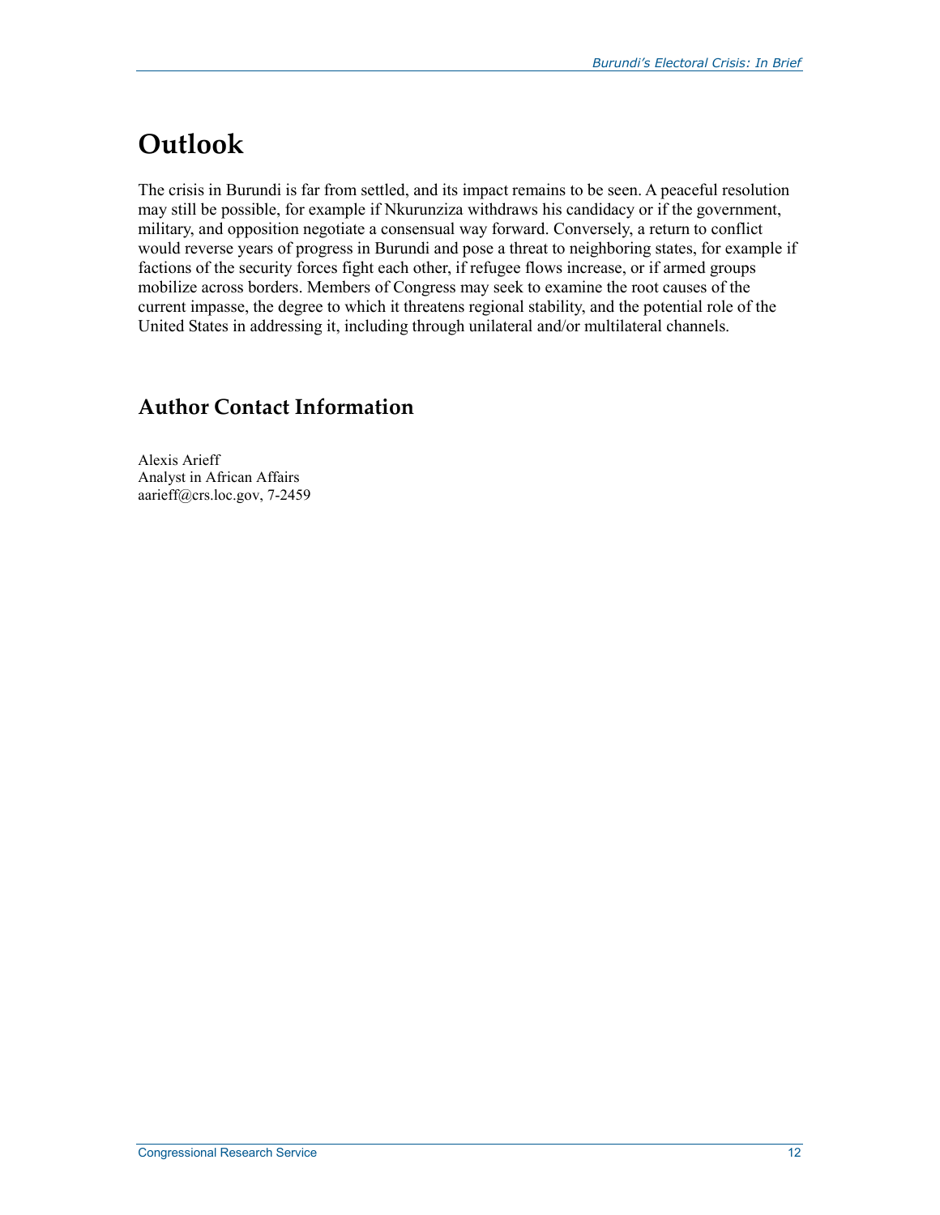# Outlook

The crisis in Burundi is far from settled, and its impact remains to be seen. A peaceful resolution may still be possible, for example if Nkurunziza withdraws his candidacy or if the government, military, and opposition negotiate a consensual way forward. Conversely, a return to conflict would reverse years of progress in Burundi and pose a threat to neighboring states, for example if factions of the security forces fight each other, if refugee flows increase, or if armed groups mobilize across borders. Members of Congress may seek to examine the root causes of the current impasse, the degree to which it threatens regional stability, and the potential role of the United States in addressing it, including through unilateral and/or multilateral channels.

## Author Contact Information

Alexis Arieff
Analyst in African Affairs
aarieff@crs.loc.gov, 7-2459